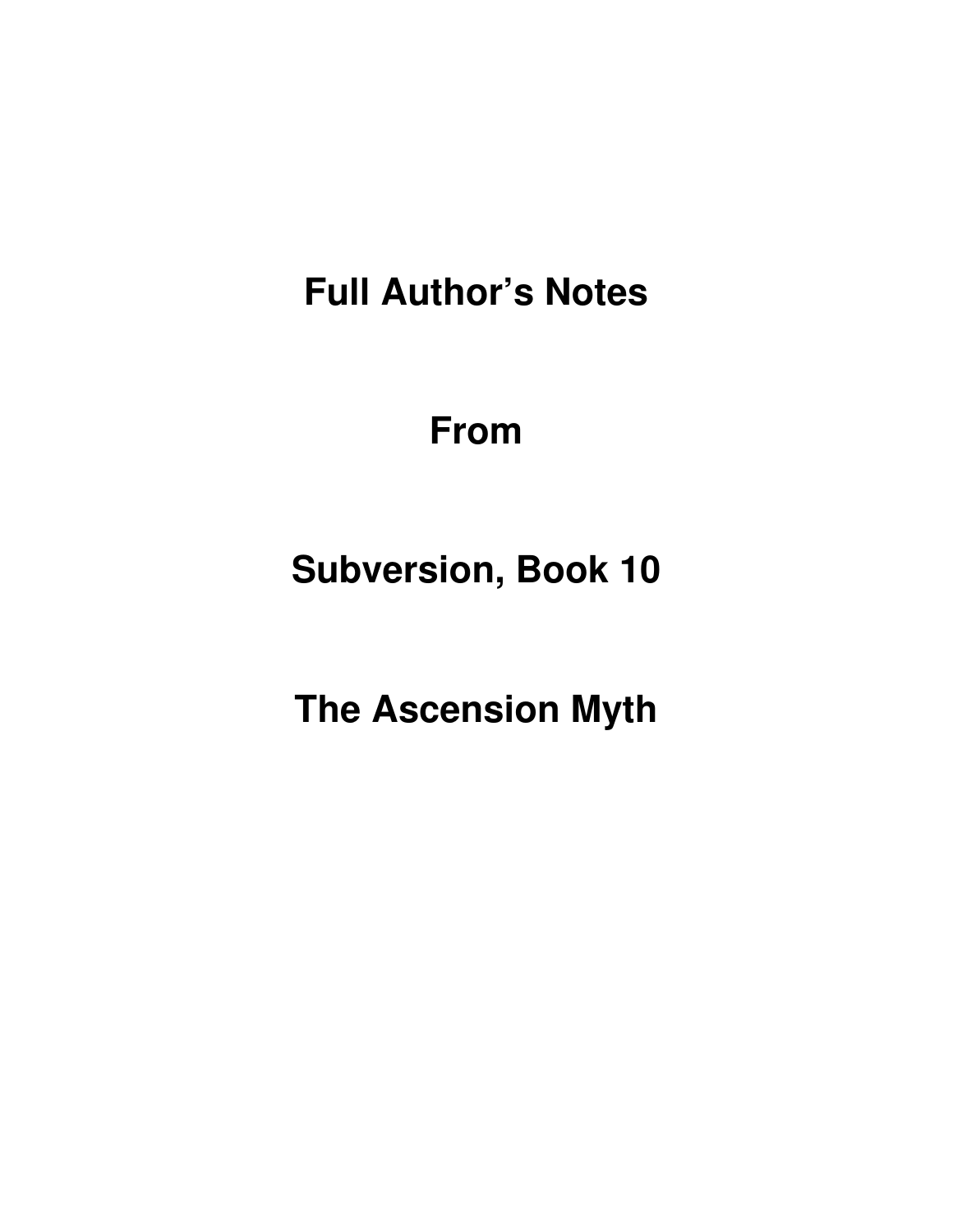# Full Author's Notes

# From

# Subversion, Book 10

# The Ascension Myth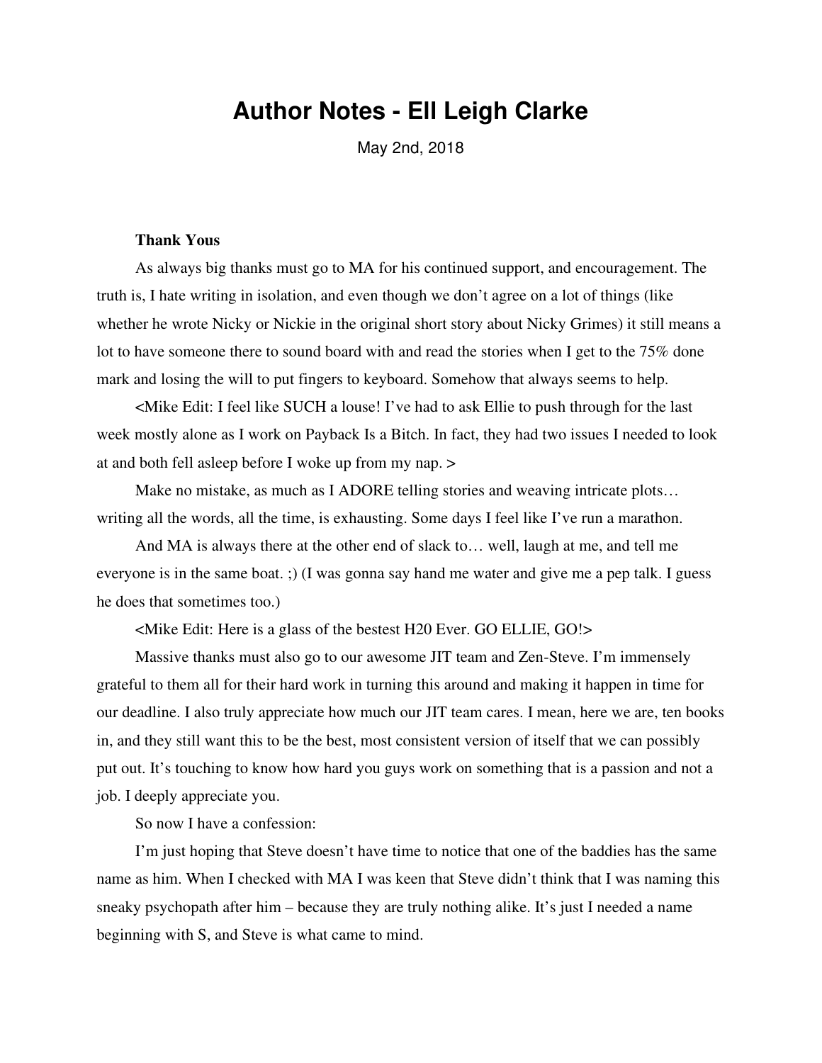# Author Notes - Ell Leigh Clarke

May 2nd, 2018

**Thank Yous**

As always big thanks must go to MA for his continued support, and encouragement. The truth is, I hate writing in isolation, and even though we don't agree on a lot of things (like whether he wrote Nicky or Nickie in the original short story about Nicky Grimes) it still means a lot to have someone there to sound board with and read the stories when I get to the 75% done mark and losing the will to put fingers to keyboard. Somehow that always seems to help.

<Mike Edit: I feel like SUCH a louse! I've had to ask Ellie to push through for the last week mostly alone as I work on Payback Is a Bitch. In fact, they had two issues I needed to look at and both fell asleep before I woke up from my nap. >

Make no mistake, as much as I ADORE telling stories and weaving intricate plots… writing all the words, all the time, is exhausting. Some days I feel like I've run a marathon.

And MA is always there at the other end of slack to… well, laugh at me, and tell me everyone is in the same boat. ;) (I was gonna say hand me water and give me a pep talk. I guess he does that sometimes too.)

<Mike Edit: Here is a glass of the bestest H20 Ever. GO ELLIE, GO!>

Massive thanks must also go to our awesome JIT team and Zen-Steve. I'm immensely grateful to them all for their hard work in turning this around and making it happen in time for our deadline. I also truly appreciate how much our JIT team cares. I mean, here we are, ten books in, and they still want this to be the best, most consistent version of itself that we can possibly put out. It's touching to know how hard you guys work on something that is a passion and not a job. I deeply appreciate you.

So now I have a confession:

I'm just hoping that Steve doesn't have time to notice that one of the baddies has the same name as him. When I checked with MA I was keen that Steve didn't think that I was naming this sneaky psychopath after him – because they are truly nothing alike. It's just I needed a name beginning with S, and Steve is what came to mind.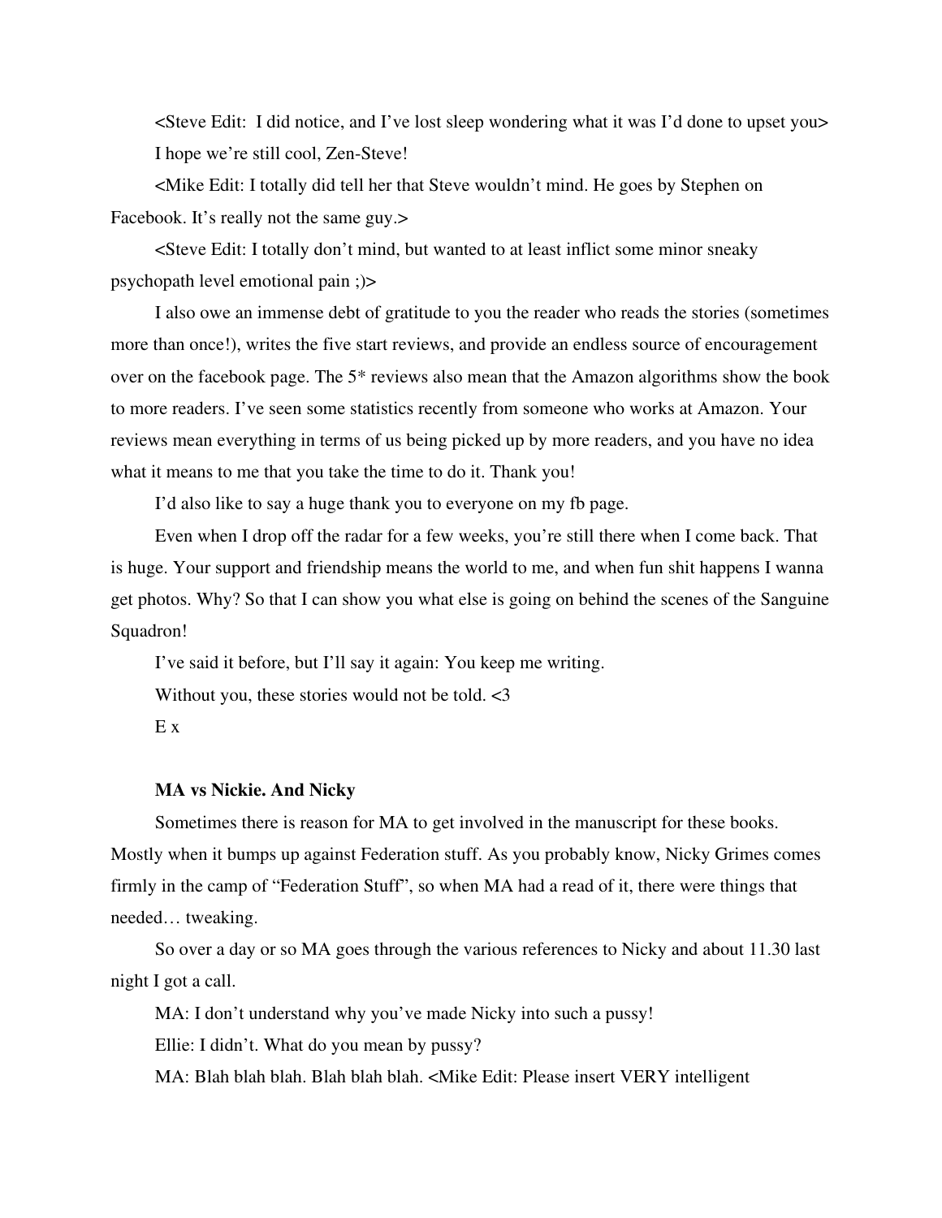<Steve Edit: I did notice, and I've lost sleep wondering what it was I'd done to upset you>

I hope we're still cool, Zen-Steve!

<Mike Edit: I totally did tell her that Steve wouldn't mind. He goes by Stephen on Facebook. It's really not the same guy.>

<Steve Edit: I totally don't mind, but wanted to at least inflict some minor sneaky psychopath level emotional pain ;)>

I also owe an immense debt of gratitude to you the reader who reads the stories (sometimes more than once!), writes the five start reviews, and provide an endless source of encouragement over on the facebook page. The 5* reviews also mean that the Amazon algorithms show the book to more readers. I've seen some statistics recently from someone who works at Amazon. Your reviews mean everything in terms of us being picked up by more readers, and you have no idea what it means to me that you take the time to do it. Thank you!

I'd also like to say a huge thank you to everyone on my fb page.

Even when I drop off the radar for a few weeks, you're still there when I come back. That is huge. Your support and friendship means the world to me, and when fun shit happens I wanna get photos. Why? So that I can show you what else is going on behind the scenes of the Sanguine Squadron!

I've said it before, but I'll say it again: You keep me writing.

Without you, these stories would not be told. <3

E x

**MA vs Nickie. And Nicky**

Sometimes there is reason for MA to get involved in the manuscript for these books. Mostly when it bumps up against Federation stuff. As you probably know, Nicky Grimes comes firmly in the camp of "Federation Stuff", so when MA had a read of it, there were things that needed… tweaking.

So over a day or so MA goes through the various references to Nicky and about 11.30 last night I got a call.

MA: I don't understand why you've made Nicky into such a pussy!

Ellie: I didn't. What do you mean by pussy?

MA: Blah blah blah. Blah blah blah. <Mike Edit: Please insert VERY intelligent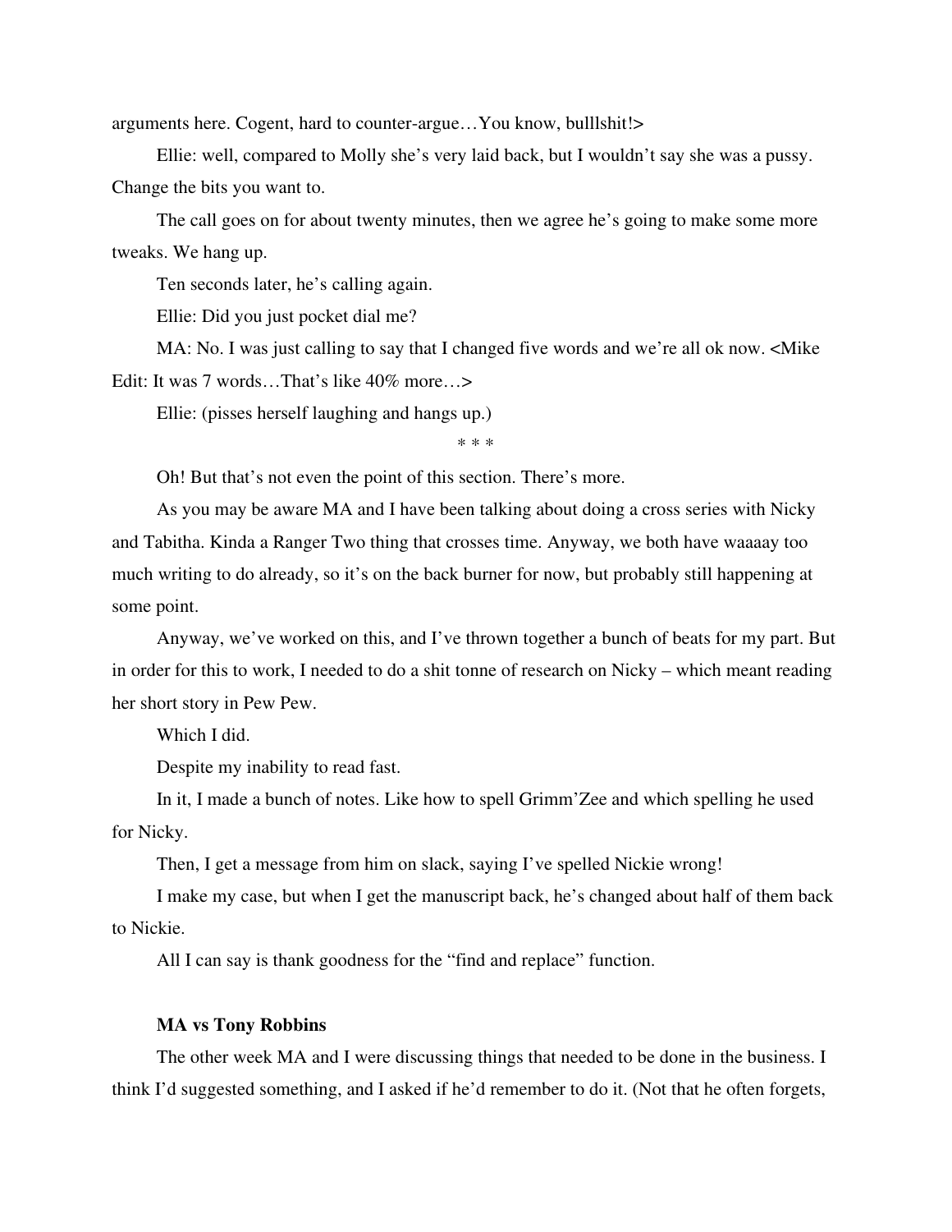arguments here. Cogent, hard to counter-argue…You know, bulllshit!>

Ellie: well, compared to Molly she's very laid back, but I wouldn't say she was a pussy. Change the bits you want to.

The call goes on for about twenty minutes, then we agree he's going to make some more tweaks. We hang up.

Ten seconds later, he's calling again.

Ellie: Did you just pocket dial me?

MA: No. I was just calling to say that I changed five words and we're all ok now. <Mike Edit: It was 7 words…That's like 40% more…>

Ellie: (pisses herself laughing and hangs up.)

* * *

Oh! But that's not even the point of this section. There's more.

As you may be aware MA and I have been talking about doing a cross series with Nicky and Tabitha. Kinda a Ranger Two thing that crosses time. Anyway, we both have waaaay too much writing to do already, so it's on the back burner for now, but probably still happening at some point.

Anyway, we've worked on this, and I've thrown together a bunch of beats for my part. But in order for this to work, I needed to do a shit tonne of research on Nicky – which meant reading her short story in Pew Pew.

Which I did.

Despite my inability to read fast.

In it, I made a bunch of notes. Like how to spell Grimm'Zee and which spelling he used for Nicky.

Then, I get a message from him on slack, saying I've spelled Nickie wrong!

I make my case, but when I get the manuscript back, he's changed about half of them back to Nickie.

All I can say is thank goodness for the "find and replace" function.

**MA vs Tony Robbins**

The other week MA and I were discussing things that needed to be done in the business. I think I'd suggested something, and I asked if he'd remember to do it. (Not that he often forgets,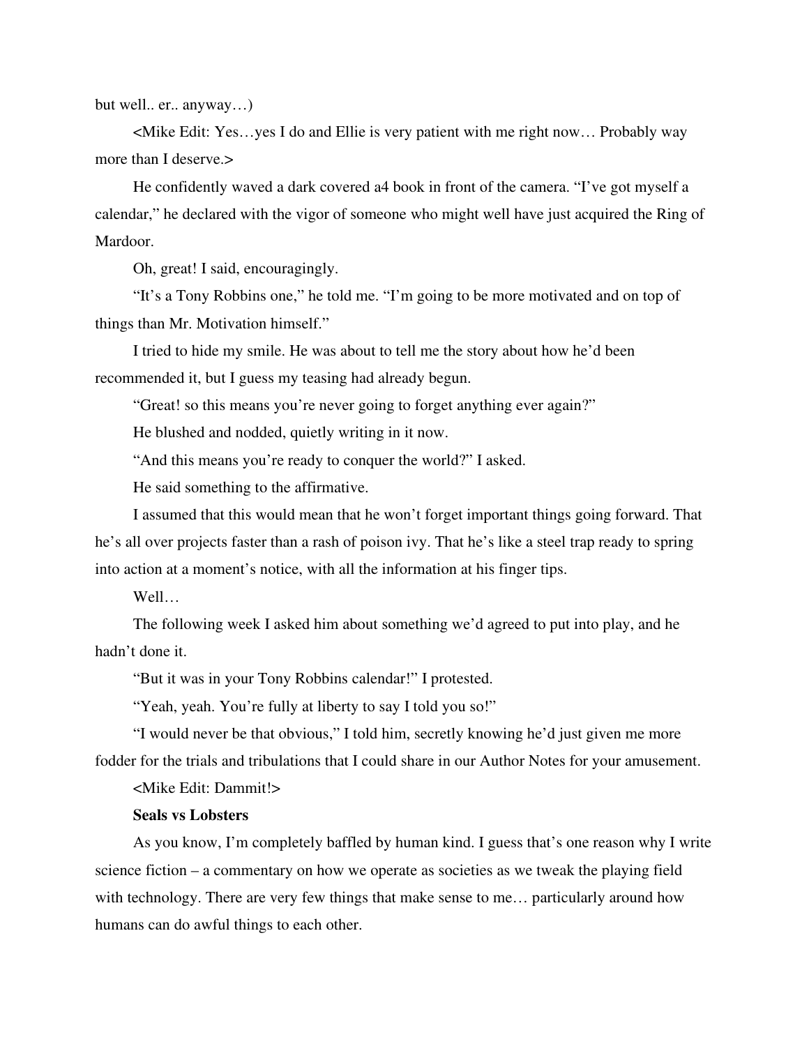but well.. er.. anyway…)

<Mike Edit: Yes…yes I do and Ellie is very patient with me right now… Probably way more than I deserve.>

He confidently waved a dark covered a4 book in front of the camera. “I’ve got myself a calendar,” he declared with the vigor of someone who might well have just acquired the Ring of Mardoor.

Oh, great! I said, encouragingly.

“It’s a Tony Robbins one,” he told me. “I’m going to be more motivated and on top of things than Mr. Motivation himself.”

I tried to hide my smile. He was about to tell me the story about how he’d been recommended it, but I guess my teasing had already begun.

“Great! so this means you’re never going to forget anything ever again?”

He blushed and nodded, quietly writing in it now.

“And this means you’re ready to conquer the world?” I asked.

He said something to the affirmative.

I assumed that this would mean that he won’t forget important things going forward. That he’s all over projects faster than a rash of poison ivy. That he’s like a steel trap ready to spring into action at a moment’s notice, with all the information at his finger tips.

Well…

The following week I asked him about something we’d agreed to put into play, and he hadn’t done it.

“But it was in your Tony Robbins calendar!” I protested.

“Yeah, yeah. You’re fully at liberty to say I told you so!”

“I would never be that obvious,” I told him, secretly knowing he’d just given me more fodder for the trials and tribulations that I could share in our Author Notes for your amusement.

<Mike Edit: Dammit!>

**Seals vs Lobsters**

As you know, I’m completely baffled by human kind. I guess that’s one reason why I write science fiction – a commentary on how we operate as societies as we tweak the playing field with technology. There are very few things that make sense to me… particularly around how humans can do awful things to each other.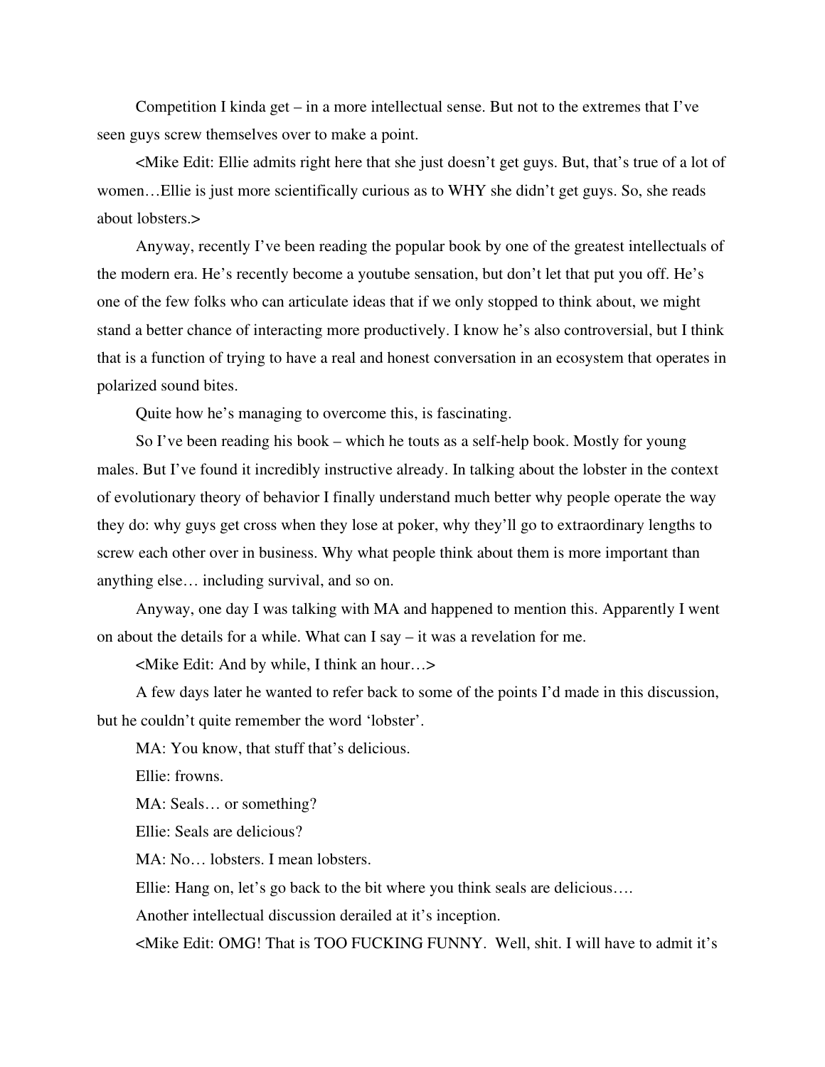Competition I kinda get – in a more intellectual sense. But not to the extremes that I've seen guys screw themselves over to make a point.

<Mike Edit: Ellie admits right here that she just doesn't get guys. But, that's true of a lot of women…Ellie is just more scientifically curious as to WHY she didn't get guys. So, she reads about lobsters.>

Anyway, recently I've been reading the popular book by one of the greatest intellectuals of the modern era. He's recently become a youtube sensation, but don't let that put you off. He's one of the few folks who can articulate ideas that if we only stopped to think about, we might stand a better chance of interacting more productively. I know he's also controversial, but I think that is a function of trying to have a real and honest conversation in an ecosystem that operates in polarized sound bites.

Quite how he's managing to overcome this, is fascinating.

So I've been reading his book – which he touts as a self-help book. Mostly for young males. But I've found it incredibly instructive already. In talking about the lobster in the context of evolutionary theory of behavior I finally understand much better why people operate the way they do: why guys get cross when they lose at poker, why they'll go to extraordinary lengths to screw each other over in business. Why what people think about them is more important than anything else… including survival, and so on.

Anyway, one day I was talking with MA and happened to mention this. Apparently I went on about the details for a while. What can I say – it was a revelation for me.

<Mike Edit: And by while, I think an hour…>

A few days later he wanted to refer back to some of the points I'd made in this discussion, but he couldn't quite remember the word 'lobster'.

MA: You know, that stuff that's delicious.

Ellie: frowns.

MA: Seals… or something?

Ellie: Seals are delicious?

MA: No… lobsters. I mean lobsters.

Ellie: Hang on, let's go back to the bit where you think seals are delicious….

Another intellectual discussion derailed at it's inception.

<Mike Edit: OMG! That is TOO FUCKING FUNNY. Well, shit. I will have to admit it's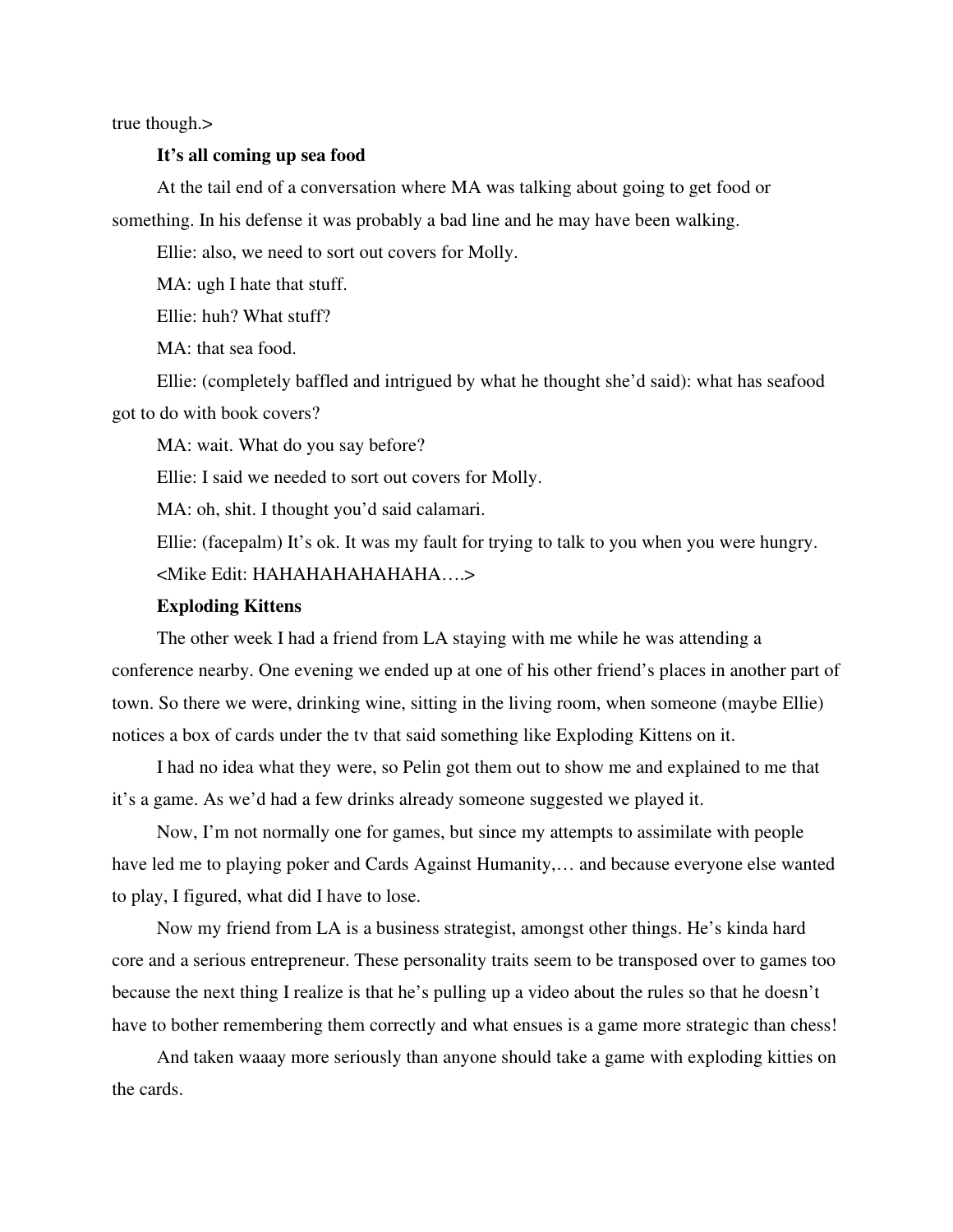true though.>

**It's all coming up sea food**

At the tail end of a conversation where MA was talking about going to get food or something. In his defense it was probably a bad line and he may have been walking.

Ellie: also, we need to sort out covers for Molly.

MA: ugh I hate that stuff.

Ellie: huh? What stuff?

MA: that sea food.

Ellie: (completely baffled and intrigued by what he thought she'd said): what has seafood got to do with book covers?

MA: wait. What do you say before?

Ellie: I said we needed to sort out covers for Molly.

MA: oh, shit. I thought you'd said calamari.

Ellie: (facepalm) It's ok. It was my fault for trying to talk to you when you were hungry.

<Mike Edit: HAHAHAHAHAHAHA….>

**Exploding Kittens**

The other week I had a friend from LA staying with me while he was attending a conference nearby. One evening we ended up at one of his other friend's places in another part of town. So there we were, drinking wine, sitting in the living room, when someone (maybe Ellie) notices a box of cards under the tv that said something like Exploding Kittens on it.

I had no idea what they were, so Pelin got them out to show me and explained to me that it's a game. As we'd had a few drinks already someone suggested we played it.

Now, I'm not normally one for games, but since my attempts to assimilate with people have led me to playing poker and Cards Against Humanity,… and because everyone else wanted to play, I figured, what did I have to lose.

Now my friend from LA is a business strategist, amongst other things. He's kinda hard core and a serious entrepreneur. These personality traits seem to be transposed over to games too because the next thing I realize is that he's pulling up a video about the rules so that he doesn't have to bother remembering them correctly and what ensues is a game more strategic than chess!

And taken waaay more seriously than anyone should take a game with exploding kitties on the cards.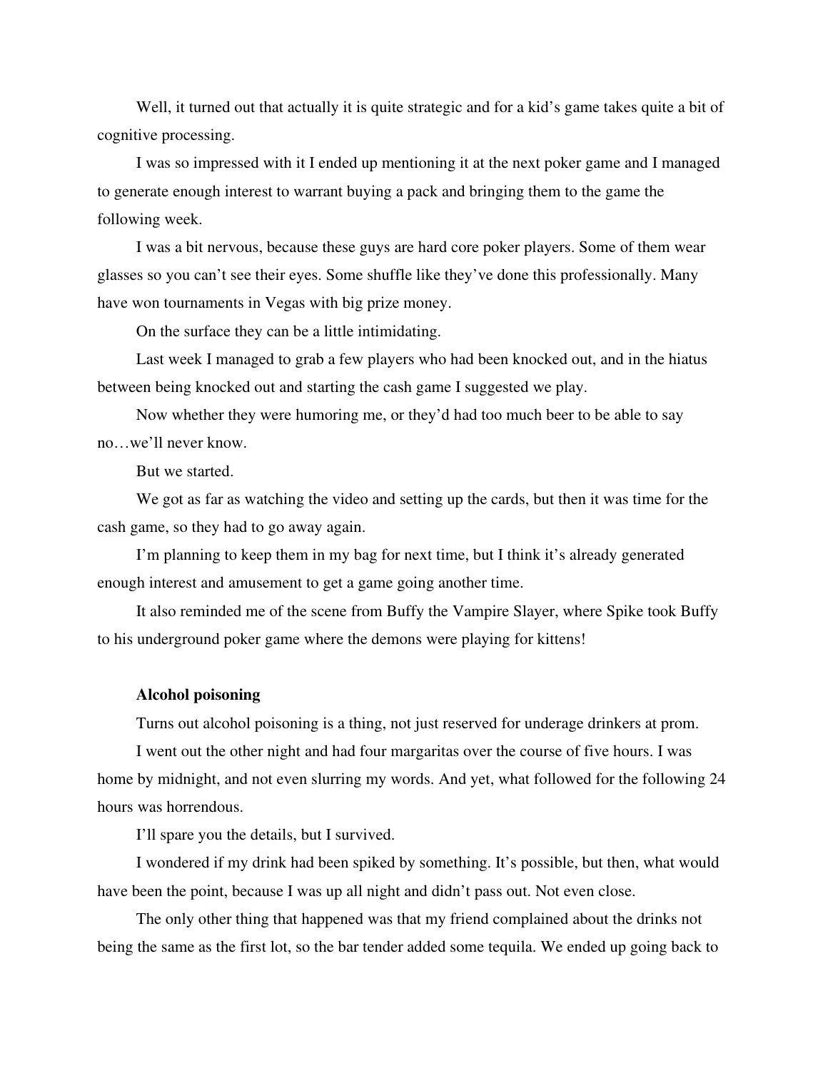Well, it turned out that actually it is quite strategic and for a kid's game takes quite a bit of cognitive processing.

I was so impressed with it I ended up mentioning it at the next poker game and I managed to generate enough interest to warrant buying a pack and bringing them to the game the following week.

I was a bit nervous, because these guys are hard core poker players. Some of them wear glasses so you can't see their eyes. Some shuffle like they've done this professionally. Many have won tournaments in Vegas with big prize money.

On the surface they can be a little intimidating.

Last week I managed to grab a few players who had been knocked out, and in the hiatus between being knocked out and starting the cash game I suggested we play.

Now whether they were humoring me, or they'd had too much beer to be able to say no…we'll never know.

But we started.

We got as far as watching the video and setting up the cards, but then it was time for the cash game, so they had to go away again.

I'm planning to keep them in my bag for next time, but I think it's already generated enough interest and amusement to get a game going another time.

It also reminded me of the scene from Buffy the Vampire Slayer, where Spike took Buffy to his underground poker game where the demons were playing for kittens!

**Alcohol poisoning**

Turns out alcohol poisoning is a thing, not just reserved for underage drinkers at prom.

I went out the other night and had four margaritas over the course of five hours. I was home by midnight, and not even slurring my words. And yet, what followed for the following 24 hours was horrendous.

I'll spare you the details, but I survived.

I wondered if my drink had been spiked by something. It's possible, but then, what would have been the point, because I was up all night and didn't pass out. Not even close.

The only other thing that happened was that my friend complained about the drinks not being the same as the first lot, so the bar tender added some tequila. We ended up going back to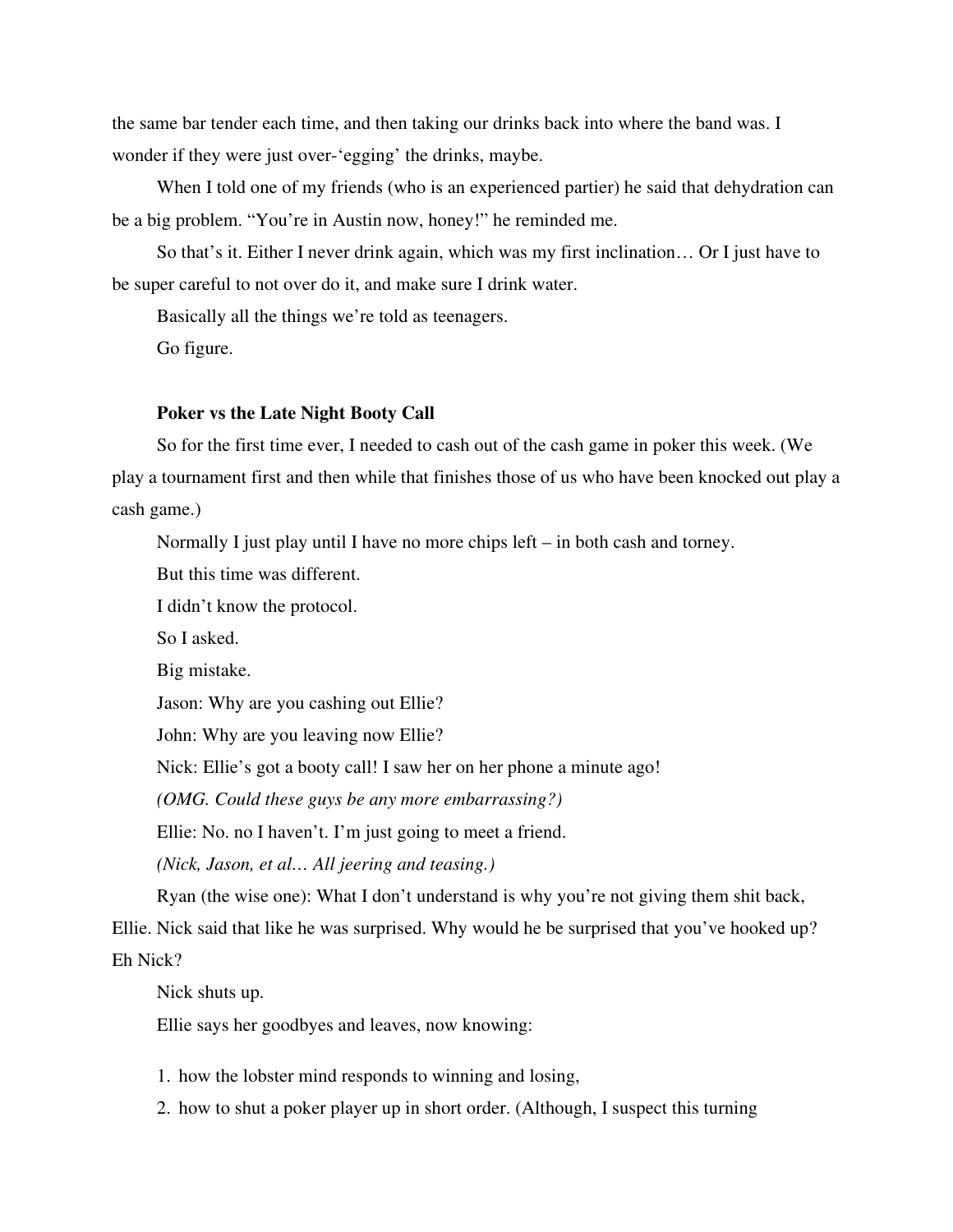the same bar tender each time, and then taking our drinks back into where the band was. I wonder if they were just over-'egging' the drinks, maybe.

When I told one of my friends (who is an experienced partier) he said that dehydration can be a big problem. "You're in Austin now, honey!" he reminded me.

So that's it. Either I never drink again, which was my first inclination… Or I just have to be super careful to not over do it, and make sure I drink water.

Basically all the things we're told as teenagers.

Go figure.

**Poker vs the Late Night Booty Call**

So for the first time ever, I needed to cash out of the cash game in poker this week. (We play a tournament first and then while that finishes those of us who have been knocked out play a cash game.)

Normally I just play until I have no more chips left – in both cash and torney.

But this time was different.

I didn't know the protocol.

So I asked.

Big mistake.

Jason: Why are you cashing out Ellie?

John: Why are you leaving now Ellie?

Nick: Ellie's got a booty call! I saw her on her phone a minute ago!

*(OMG. Could these guys be any more embarrassing?)*

Ellie: No. no I haven't. I'm just going to meet a friend.

*(Nick, Jason, et al… All jeering and teasing.)*

Ryan (the wise one): What I don't understand is why you're not giving them shit back, Ellie. Nick said that like he was surprised. Why would he be surprised that you've hooked up? Eh Nick?

Nick shuts up.

Ellie says her goodbyes and leaves, now knowing:

1. how the lobster mind responds to winning and losing,
2. how to shut a poker player up in short order. (Although, I suspect this turning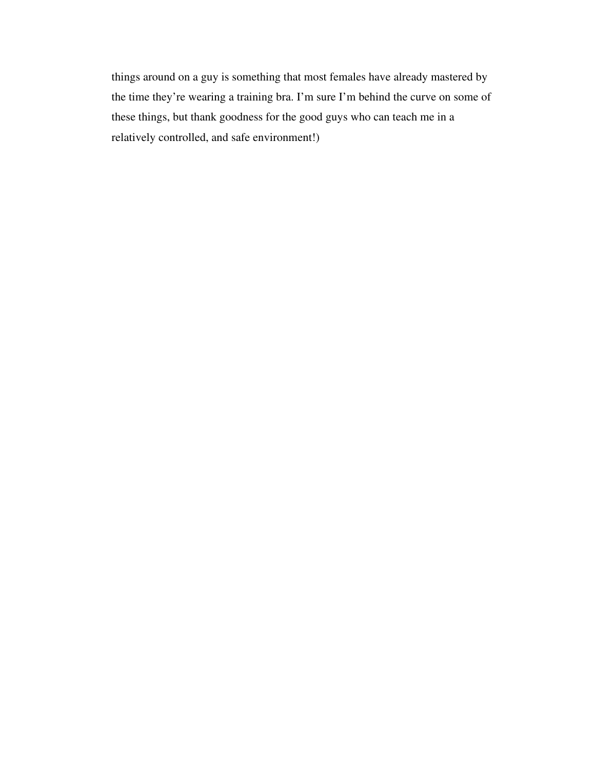things around on a guy is something that most females have already mastered by the time they're wearing a training bra. I'm sure I'm behind the curve on some of these things, but thank goodness for the good guys who can teach me in a relatively controlled, and safe environment!)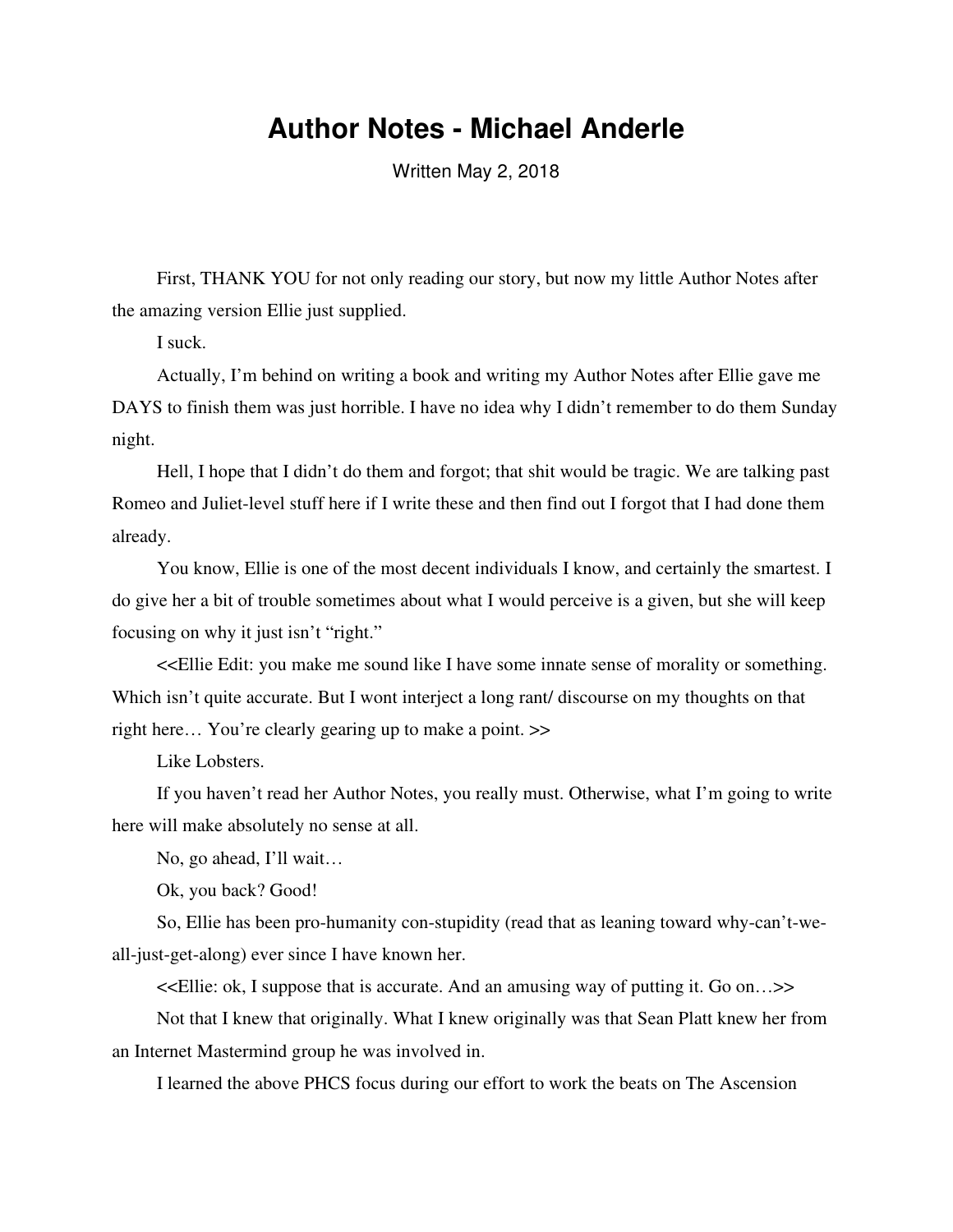# Author Notes - Michael Anderle

Written May 2, 2018

First, THANK YOU for not only reading our story, but now my little Author Notes after the amazing version Ellie just supplied.

I suck.

Actually, I'm behind on writing a book and writing my Author Notes after Ellie gave me DAYS to finish them was just horrible. I have no idea why I didn't remember to do them Sunday night.

Hell, I hope that I didn't do them and forgot; that shit would be tragic. We are talking past Romeo and Juliet-level stuff here if I write these and then find out I forgot that I had done them already.

You know, Ellie is one of the most decent individuals I know, and certainly the smartest. I do give her a bit of trouble sometimes about what I would perceive is a given, but she will keep focusing on why it just isn't "right."

<<Ellie Edit: you make me sound like I have some innate sense of morality or something. Which isn't quite accurate. But I wont interject a long rant/ discourse on my thoughts on that right here… You're clearly gearing up to make a point. >>

Like Lobsters.

If you haven't read her Author Notes, you really must. Otherwise, what I'm going to write here will make absolutely no sense at all.

No, go ahead, I'll wait…

Ok, you back? Good!

So, Ellie has been pro-humanity con-stupidity (read that as leaning toward why-can't-we-all-just-get-along) ever since I have known her.

<<Ellie: ok, I suppose that is accurate. And an amusing way of putting it. Go on…>>

Not that I knew that originally. What I knew originally was that Sean Platt knew her from an Internet Mastermind group he was involved in.

I learned the above PHCS focus during our effort to work the beats on The Ascension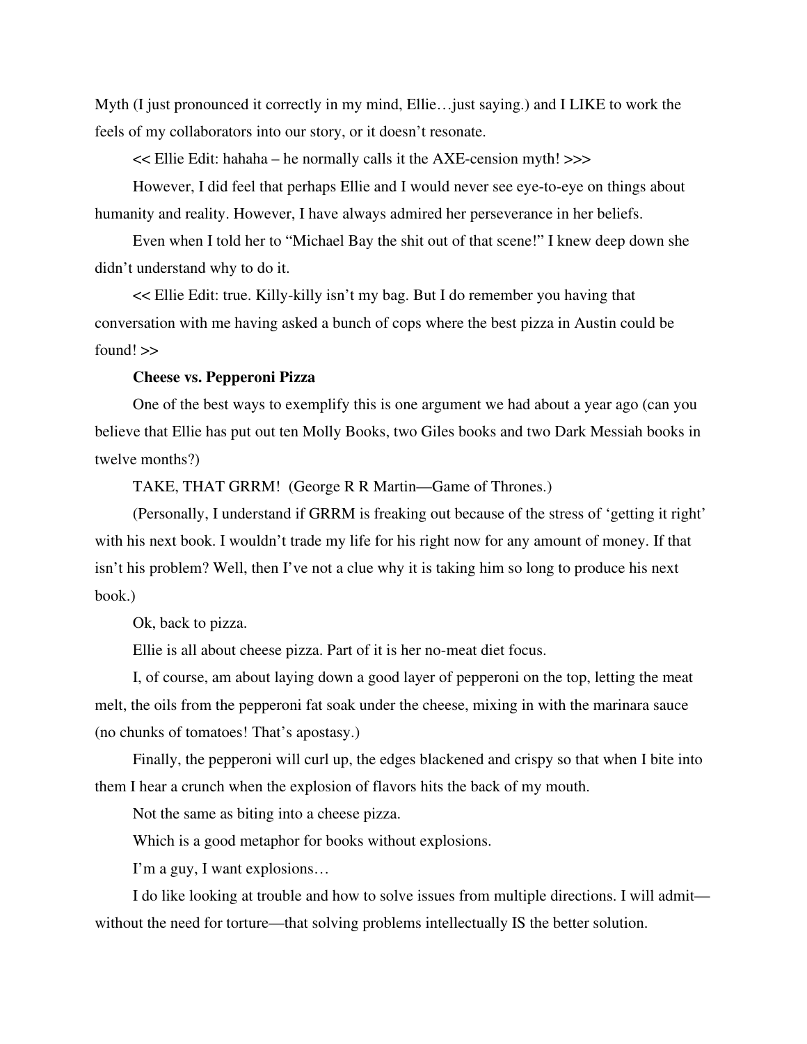Myth (I just pronounced it correctly in my mind, Ellie…just saying.) and I LIKE to work the feels of my collaborators into our story, or it doesn't resonate.

<< Ellie Edit: hahaha – he normally calls it the AXE-cension myth! >>>

However, I did feel that perhaps Ellie and I would never see eye-to-eye on things about humanity and reality. However, I have always admired her perseverance in her beliefs.

Even when I told her to "Michael Bay the shit out of that scene!" I knew deep down she didn't understand why to do it.

<< Ellie Edit: true. Killy-killy isn't my bag. But I do remember you having that conversation with me having asked a bunch of cops where the best pizza in Austin could be found! >>

**Cheese vs. Pepperoni Pizza**

One of the best ways to exemplify this is one argument we had about a year ago (can you believe that Ellie has put out ten Molly Books, two Giles books and two Dark Messiah books in twelve months?)

TAKE, THAT GRRM! (George R R Martin—Game of Thrones.)

(Personally, I understand if GRRM is freaking out because of the stress of 'getting it right' with his next book. I wouldn't trade my life for his right now for any amount of money. If that isn't his problem? Well, then I've not a clue why it is taking him so long to produce his next book.)

Ok, back to pizza.

Ellie is all about cheese pizza. Part of it is her no-meat diet focus.

I, of course, am about laying down a good layer of pepperoni on the top, letting the meat melt, the oils from the pepperoni fat soak under the cheese, mixing in with the marinara sauce (no chunks of tomatoes! That's apostasy.)

Finally, the pepperoni will curl up, the edges blackened and crispy so that when I bite into them I hear a crunch when the explosion of flavors hits the back of my mouth.

Not the same as biting into a cheese pizza.

Which is a good metaphor for books without explosions.

I'm a guy, I want explosions…

I do like looking at trouble and how to solve issues from multiple directions. I will admit—without the need for torture—that solving problems intellectually IS the better solution.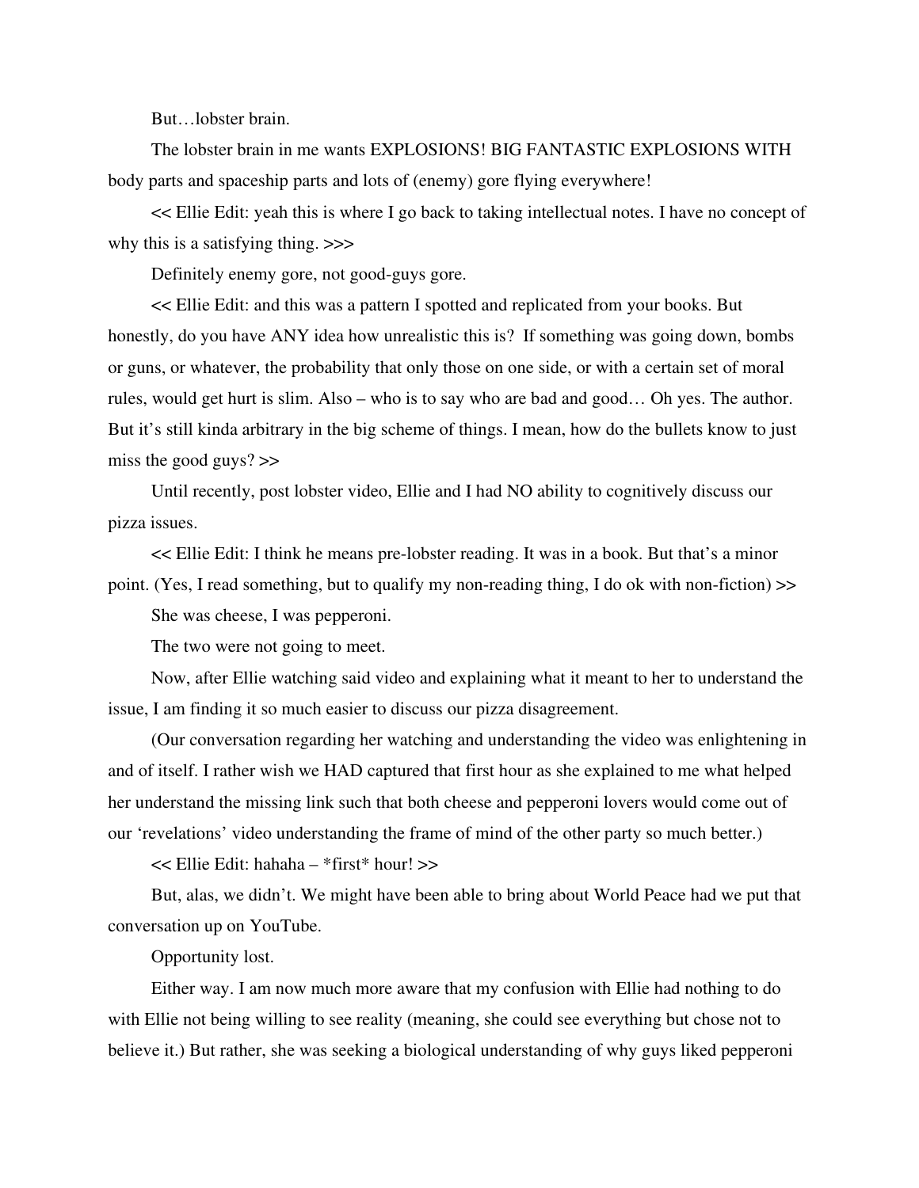But…lobster brain.

The lobster brain in me wants EXPLOSIONS! BIG FANTASTIC EXPLOSIONS WITH body parts and spaceship parts and lots of (enemy) gore flying everywhere!

<< Ellie Edit: yeah this is where I go back to taking intellectual notes. I have no concept of why this is a satisfying thing. >>>

Definitely enemy gore, not good-guys gore.

<< Ellie Edit: and this was a pattern I spotted and replicated from your books. But honestly, do you have ANY idea how unrealistic this is? If something was going down, bombs or guns, or whatever, the probability that only those on one side, or with a certain set of moral rules, would get hurt is slim. Also – who is to say who are bad and good… Oh yes. The author. But it's still kinda arbitrary in the big scheme of things. I mean, how do the bullets know to just miss the good guys? >>

Until recently, post lobster video, Ellie and I had NO ability to cognitively discuss our pizza issues.

<< Ellie Edit: I think he means pre-lobster reading. It was in a book. But that's a minor point. (Yes, I read something, but to qualify my non-reading thing, I do ok with non-fiction) >>

She was cheese, I was pepperoni.

The two were not going to meet.

Now, after Ellie watching said video and explaining what it meant to her to understand the issue, I am finding it so much easier to discuss our pizza disagreement.

(Our conversation regarding her watching and understanding the video was enlightening in and of itself. I rather wish we HAD captured that first hour as she explained to me what helped her understand the missing link such that both cheese and pepperoni lovers would come out of our 'revelations' video understanding the frame of mind of the other party so much better.)

<< Ellie Edit: hahaha – *first* hour! >>

But, alas, we didn't. We might have been able to bring about World Peace had we put that conversation up on YouTube.

Opportunity lost.

Either way. I am now much more aware that my confusion with Ellie had nothing to do with Ellie not being willing to see reality (meaning, she could see everything but chose not to believe it.) But rather, she was seeking a biological understanding of why guys liked pepperoni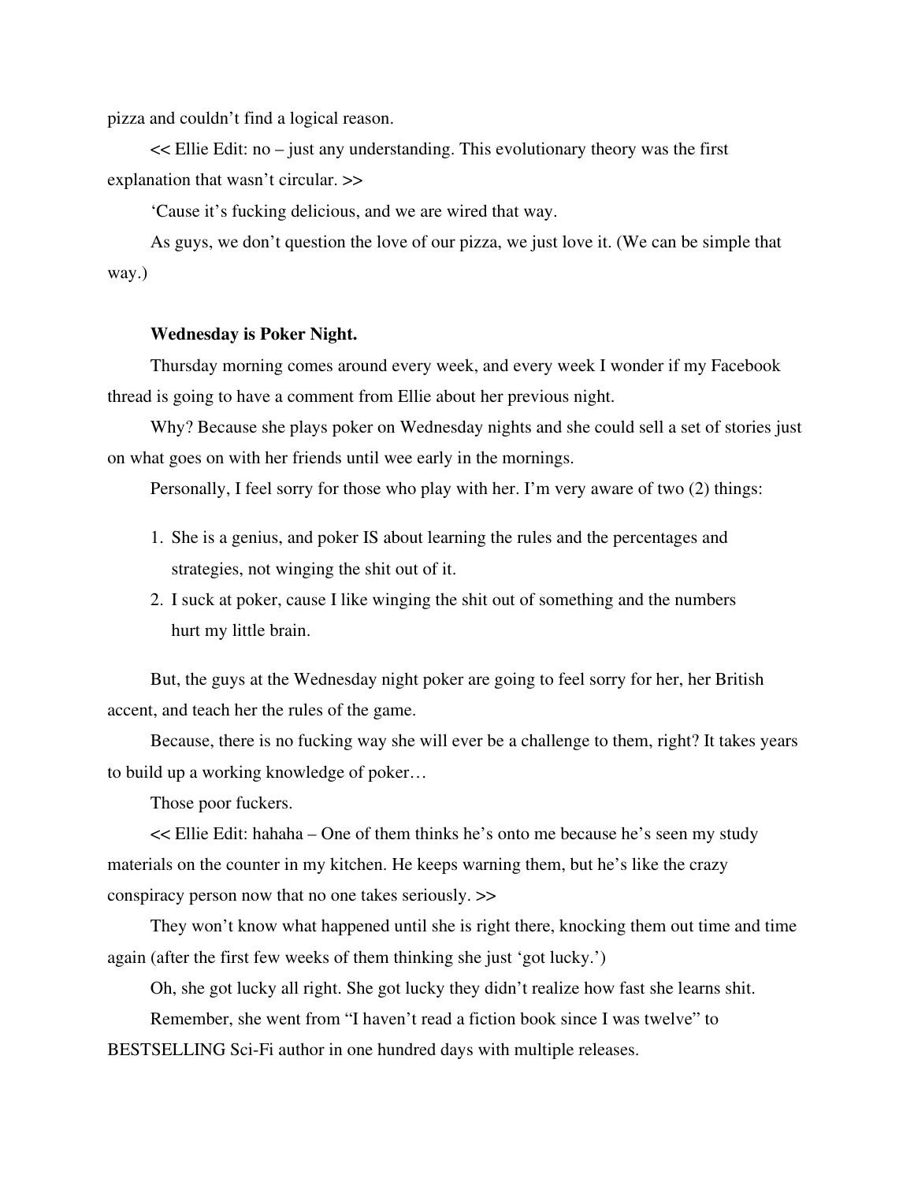pizza and couldn't find a logical reason.

<< Ellie Edit: no – just any understanding. This evolutionary theory was the first explanation that wasn't circular. >>

'Cause it's fucking delicious, and we are wired that way.

As guys, we don't question the love of our pizza, we just love it. (We can be simple that way.)

**Wednesday is Poker Night.**

Thursday morning comes around every week, and every week I wonder if my Facebook thread is going to have a comment from Ellie about her previous night.

Why? Because she plays poker on Wednesday nights and she could sell a set of stories just on what goes on with her friends until wee early in the mornings.

Personally, I feel sorry for those who play with her. I'm very aware of two (2) things:

1. She is a genius, and poker IS about learning the rules and the percentages and strategies, not winging the shit out of it.
2. I suck at poker, cause I like winging the shit out of something and the numbers hurt my little brain.

But, the guys at the Wednesday night poker are going to feel sorry for her, her British accent, and teach her the rules of the game.

Because, there is no fucking way she will ever be a challenge to them, right? It takes years to build up a working knowledge of poker…

Those poor fuckers.

<< Ellie Edit: hahaha – One of them thinks he's onto me because he's seen my study materials on the counter in my kitchen. He keeps warning them, but he's like the crazy conspiracy person now that no one takes seriously. >>

They won't know what happened until she is right there, knocking them out time and time again (after the first few weeks of them thinking she just 'got lucky.')

Oh, she got lucky all right. She got lucky they didn't realize how fast she learns shit.

Remember, she went from "I haven't read a fiction book since I was twelve" to BESTSELLING Sci-Fi author in one hundred days with multiple releases.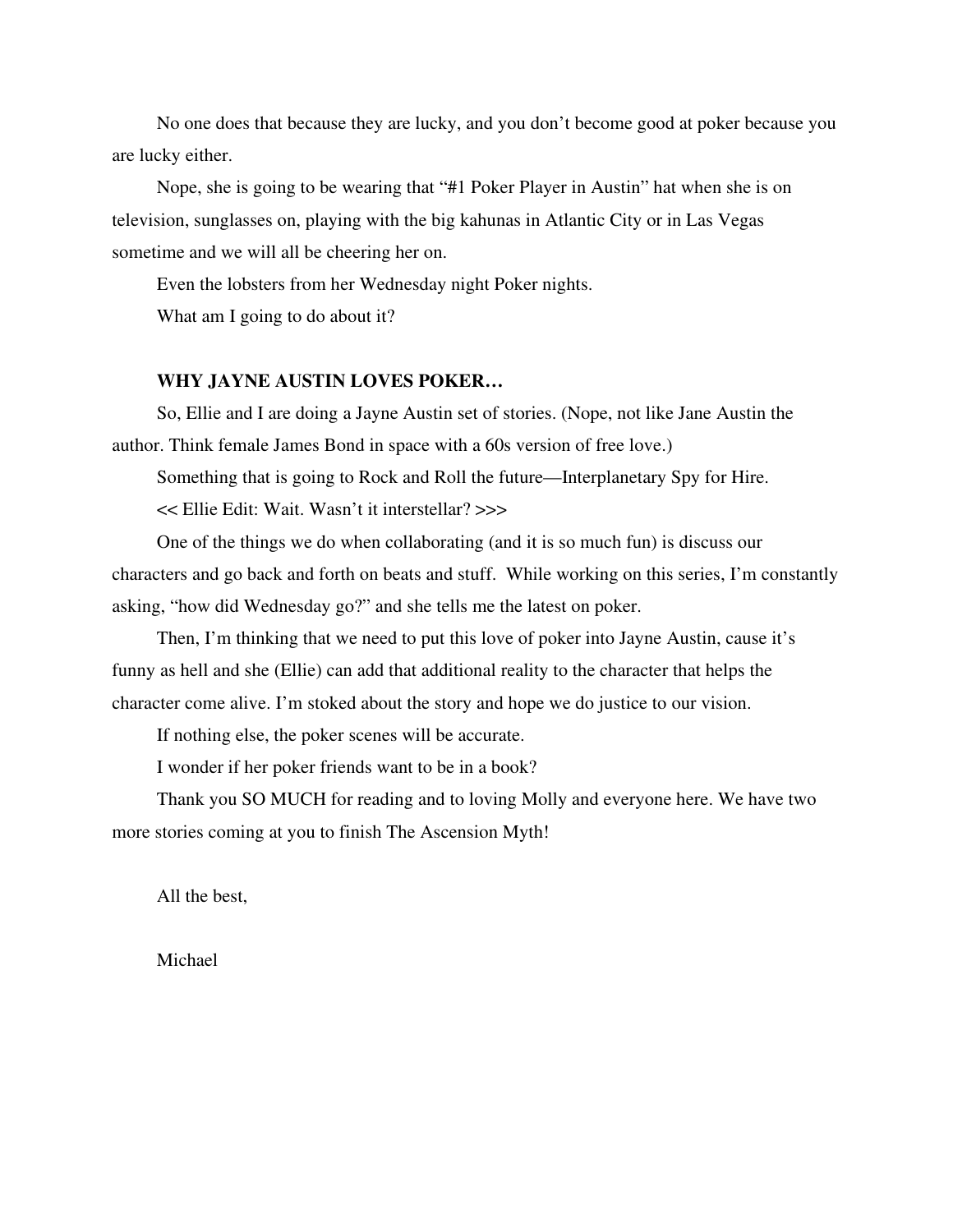No one does that because they are lucky, and you don't become good at poker because you are lucky either.

Nope, she is going to be wearing that "#1 Poker Player in Austin" hat when she is on television, sunglasses on, playing with the big kahunas in Atlantic City or in Las Vegas sometime and we will all be cheering her on.

Even the lobsters from her Wednesday night Poker nights.

What am I going to do about it?

**WHY JAYNE AUSTIN LOVES POKER…**

So, Ellie and I are doing a Jayne Austin set of stories. (Nope, not like Jane Austin the author. Think female James Bond in space with a 60s version of free love.)

Something that is going to Rock and Roll the future—Interplanetary Spy for Hire.

<< Ellie Edit: Wait. Wasn't it interstellar? >>>

One of the things we do when collaborating (and it is so much fun) is discuss our characters and go back and forth on beats and stuff. While working on this series, I'm constantly asking, "how did Wednesday go?" and she tells me the latest on poker.

Then, I'm thinking that we need to put this love of poker into Jayne Austin, cause it's funny as hell and she (Ellie) can add that additional reality to the character that helps the character come alive. I'm stoked about the story and hope we do justice to our vision.

If nothing else, the poker scenes will be accurate.

I wonder if her poker friends want to be in a book?

Thank you SO MUCH for reading and to loving Molly and everyone here. We have two more stories coming at you to finish The Ascension Myth!

All the best,

Michael